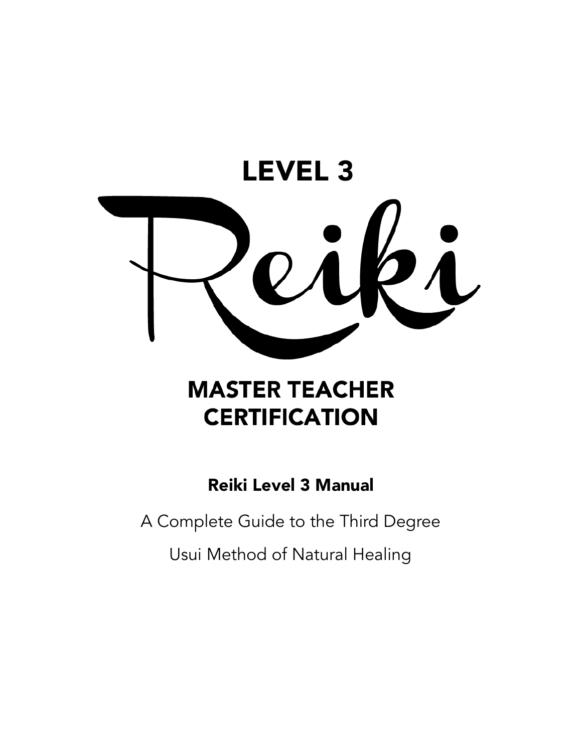# LEVEL 3

# Reiki

# MASTER TEACHER CERTIFICATION

**Reiki Level 3 Manual**

A Complete Guide to the Third Degree

Usui Method of Natural Healing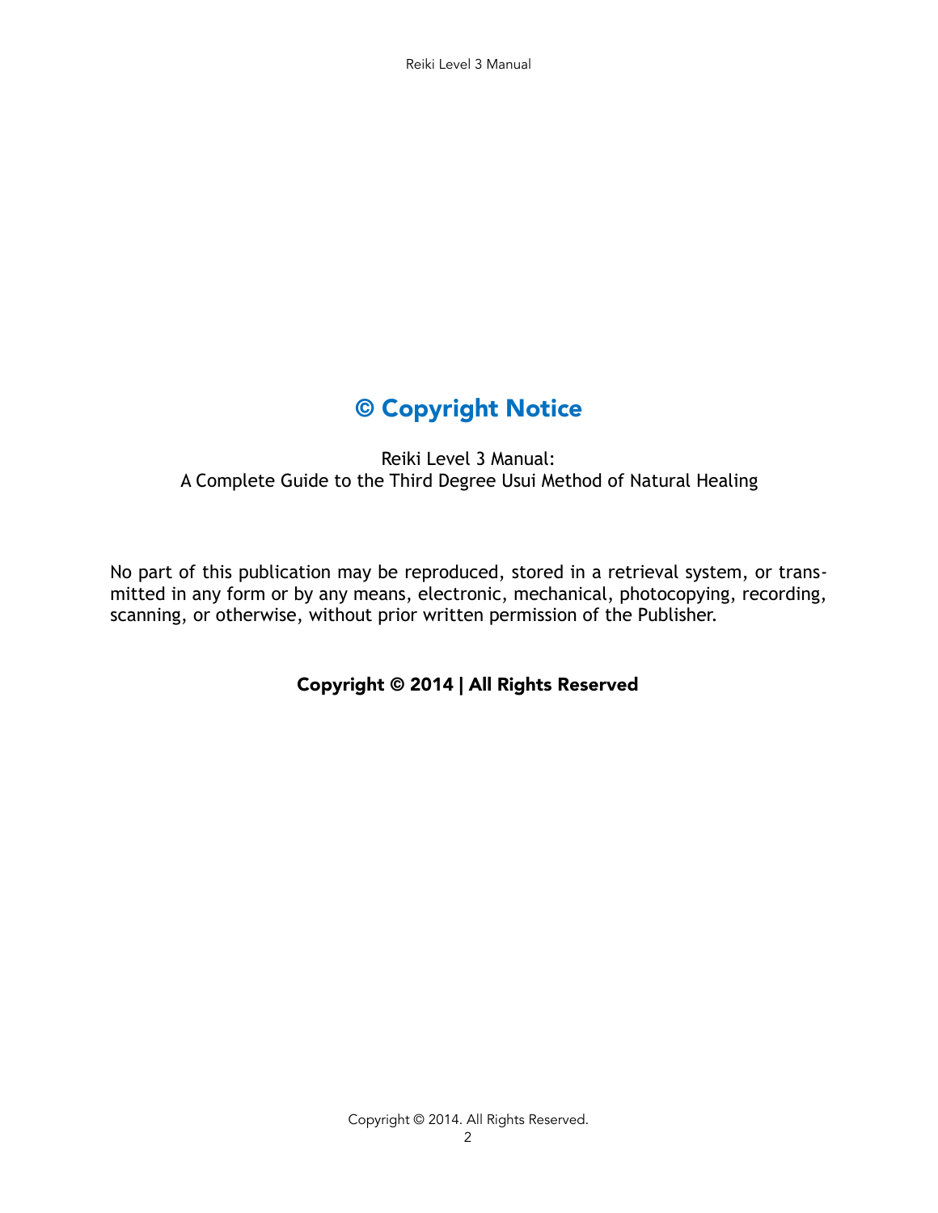# © Copyright Notice

Reiki Level 3 Manual:
A Complete Guide to the Third Degree Usui Method of Natural Healing

No part of this publication may be reproduced, stored in a retrieval system, or transmitted in any form or by any means, electronic, mechanical, photocopying, recording, scanning, or otherwise, without prior written permission of the Publisher.

**Copyright © 2014 | All Rights Reserved**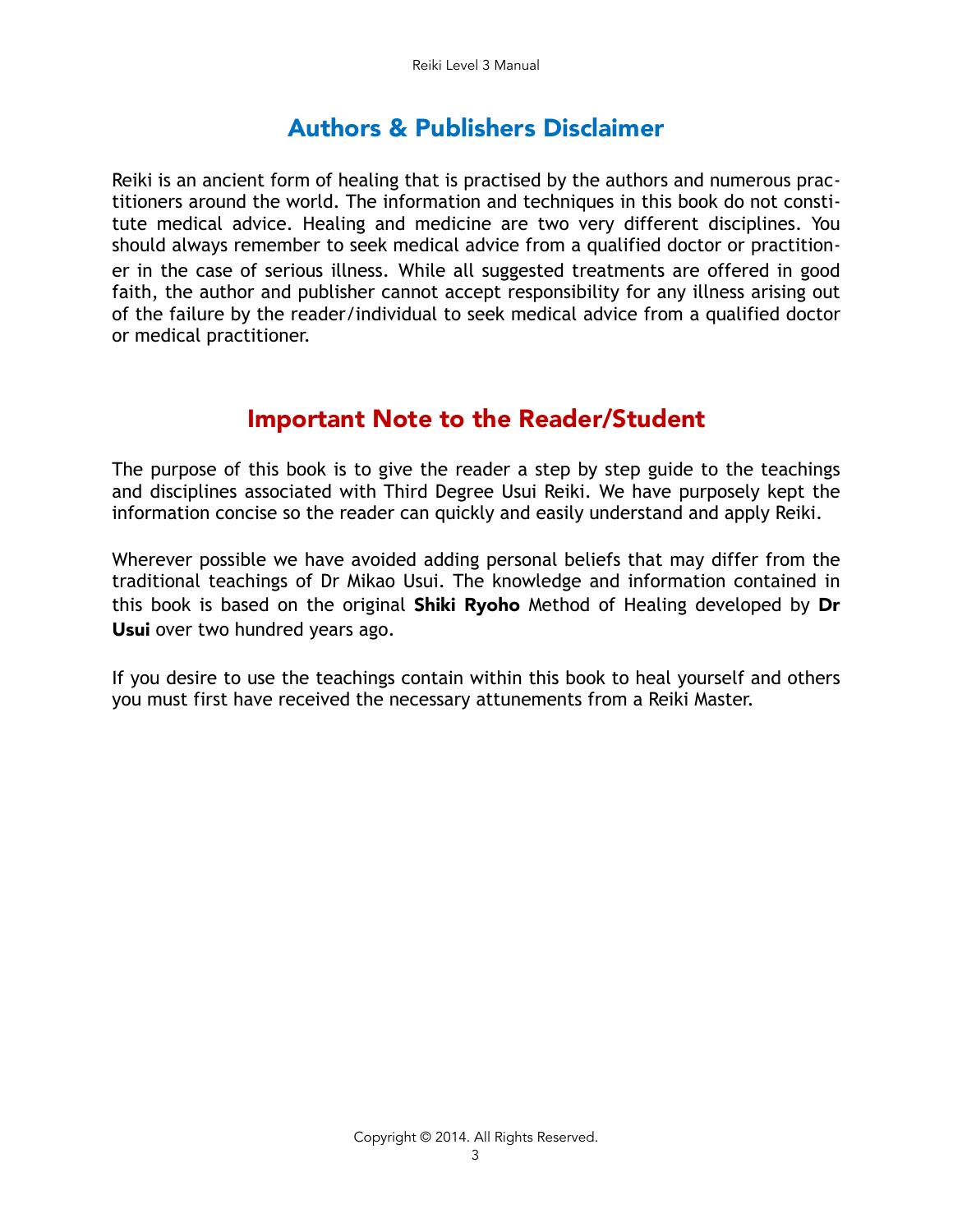## Authors & Publishers Disclaimer

Reiki is an ancient form of healing that is practised by the authors and numerous practitioners around the world. The information and techniques in this book do not constitute medical advice. Healing and medicine are two very different disciplines. You should always remember to seek medical advice from a qualified doctor or practitioner in the case of serious illness. While all suggested treatments are offered in good faith, the author and publisher cannot accept responsibility for any illness arising out of the failure by the reader/individual to seek medical advice from a qualified doctor or medical practitioner.

## Important Note to the Reader/Student

The purpose of this book is to give the reader a step by step guide to the teachings and disciplines associated with Third Degree Usui Reiki. We have purposely kept the information concise so the reader can quickly and easily understand and apply Reiki.

Wherever possible we have avoided adding personal beliefs that may differ from the traditional teachings of Dr Mikao Usui. The knowledge and information contained in this book is based on the original **Shiki Ryoho** Method of Healing developed by **Dr Usui** over two hundred years ago.

If you desire to use the teachings contain within this book to heal yourself and others you must first have received the necessary attunements from a Reiki Master.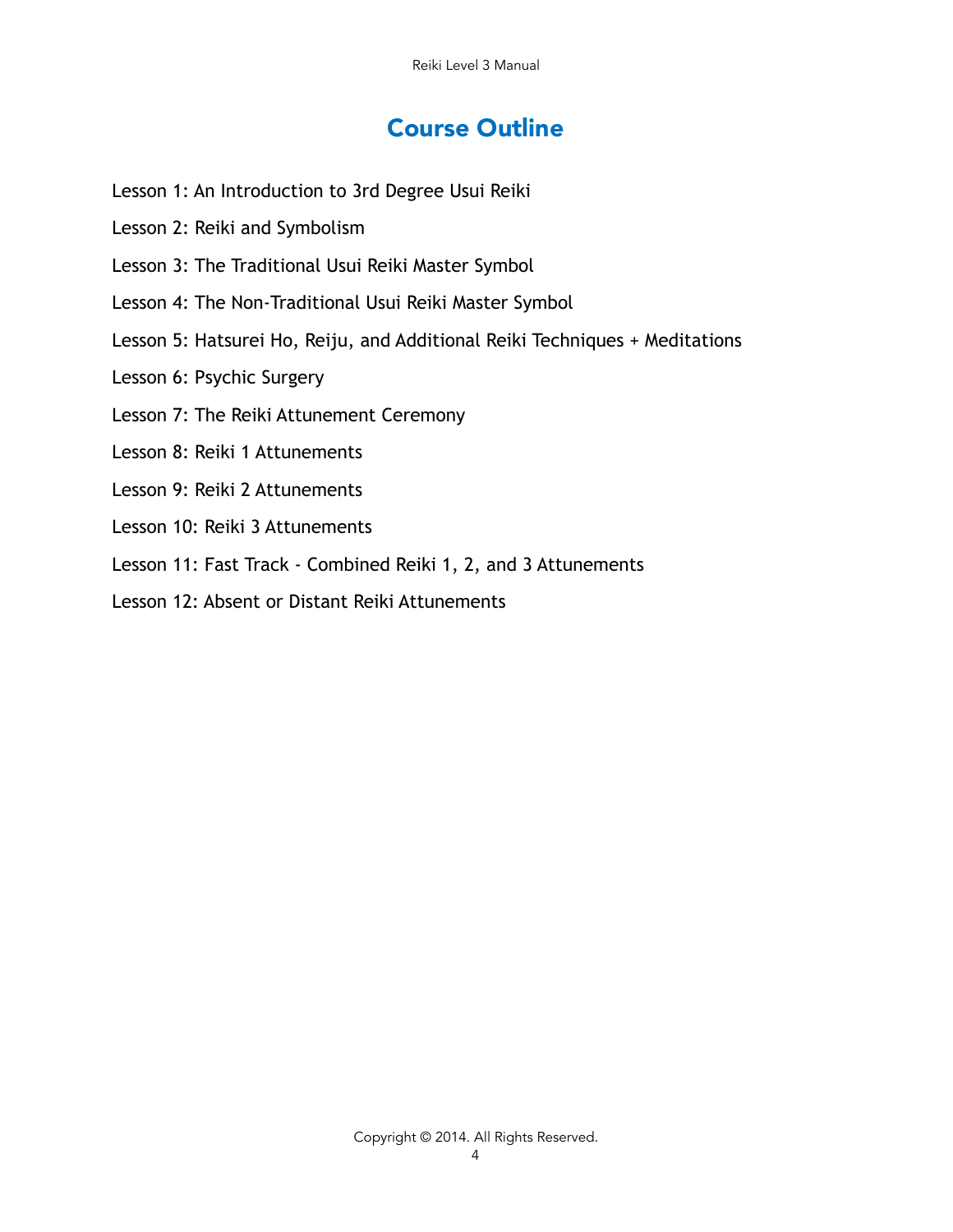# Course Outline

Lesson 1: An Introduction to 3rd Degree Usui Reiki

Lesson 2: Reiki and Symbolism

Lesson 3: The Traditional Usui Reiki Master Symbol

Lesson 4: The Non-Traditional Usui Reiki Master Symbol

Lesson 5: Hatsurei Ho, Reiju, and Additional Reiki Techniques + Meditations

Lesson 6: Psychic Surgery

Lesson 7: The Reiki Attunement Ceremony

Lesson 8: Reiki 1 Attunements

Lesson 9: Reiki 2 Attunements

Lesson 10: Reiki 3 Attunements

Lesson 11: Fast Track - Combined Reiki 1, 2, and 3 Attunements

Lesson 12: Absent or Distant Reiki Attunements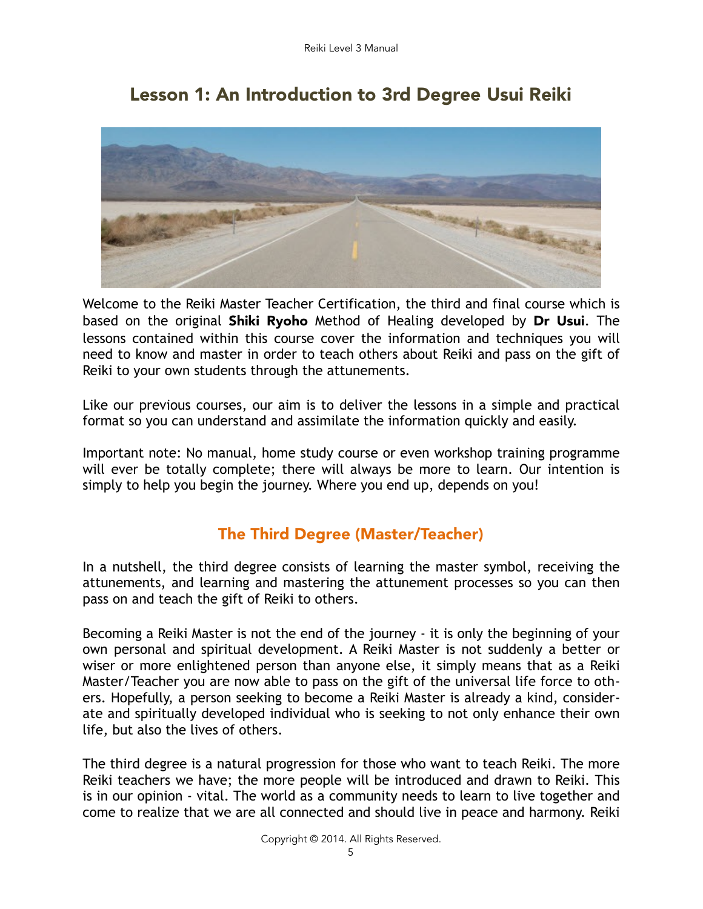# Lesson 1: An Introduction to 3rd Degree Usui Reiki

Welcome to the Reiki Master Teacher Certification, the third and final course which is based on the original **Shiki Ryoho** Method of Healing developed by **Dr Usui**. The lessons contained within this course cover the information and techniques you will need to know and master in order to teach others about Reiki and pass on the gift of Reiki to your own students through the attunements.

Like our previous courses, our aim is to deliver the lessons in a simple and practical format so you can understand and assimilate the information quickly and easily.

Important note: No manual, home study course or even workshop training programme will ever be totally complete; there will always be more to learn. Our intention is simply to help you begin the journey. Where you end up, depends on you!

## The Third Degree (Master/Teacher)

In a nutshell, the third degree consists of learning the master symbol, receiving the attunements, and learning and mastering the attunement processes so you can then pass on and teach the gift of Reiki to others.

Becoming a Reiki Master is not the end of the journey - it is only the beginning of your own personal and spiritual development. A Reiki Master is not suddenly a better or wiser or more enlightened person than anyone else, it simply means that as a Reiki Master/Teacher you are now able to pass on the gift of the universal life force to others. Hopefully, a person seeking to become a Reiki Master is already a kind, considerate and spiritually developed individual who is seeking to not only enhance their own life, but also the lives of others.

The third degree is a natural progression for those who want to teach Reiki. The more Reiki teachers we have; the more people will be introduced and drawn to Reiki. This is in our opinion - vital. The world as a community needs to learn to live together and come to realize that we are all connected and should live in peace and harmony. Reiki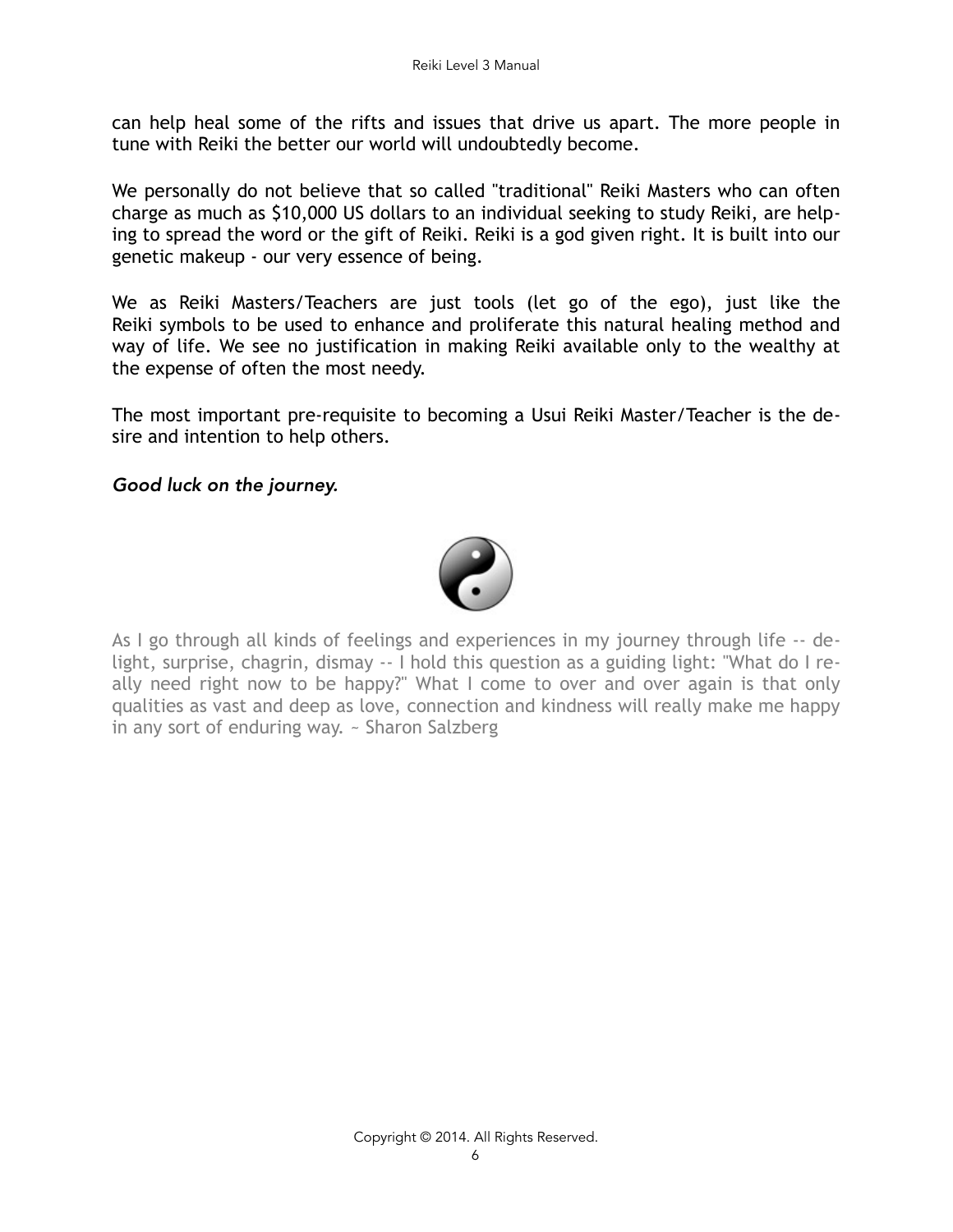can help heal some of the rifts and issues that drive us apart. The more people in tune with Reiki the better our world will undoubtedly become.

We personally do not believe that so called "traditional" Reiki Masters who can often charge as much as $10,000 US dollars to an individual seeking to study Reiki, are helping to spread the word or the gift of Reiki. Reiki is a god given right. It is built into our genetic makeup - our very essence of being.

We as Reiki Masters/Teachers are just tools (let go of the ego), just like the Reiki symbols to be used to enhance and proliferate this natural healing method and way of life. We see no justification in making Reiki available only to the wealthy at the expense of often the most needy.

The most important pre-requisite to becoming a Usui Reiki Master/Teacher is the desire and intention to help others.

***Good luck on the journey.***

As I go through all kinds of feelings and experiences in my journey through life -- delight, surprise, chagrin, dismay -- I hold this question as a guiding light: "What do I really need right now to be happy?" What I come to over and over again is that only qualities as vast and deep as love, connection and kindness will really make me happy in any sort of enduring way. ~ Sharon Salzberg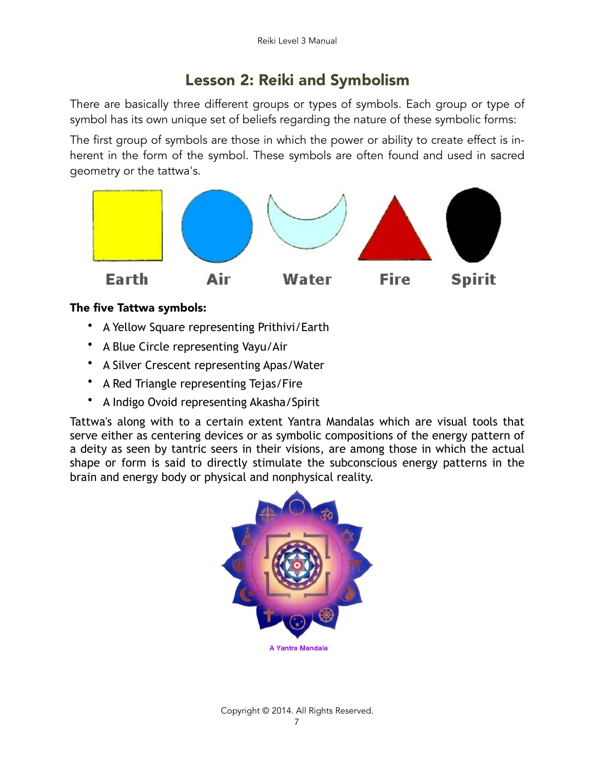## Lesson 2: Reiki and Symbolism

There are basically three different groups or types of symbols. Each group or type of symbol has its own unique set of beliefs regarding the nature of these symbolic forms:

The first group of symbols are those in which the power or ability to create effect is inherent in the form of the symbol. These symbols are often found and used in sacred geometry or the tattwa's.

Earth Air Water Fire Spirit

**The five Tattwa symbols:**

- A Yellow Square representing Prithivi/Earth
- A Blue Circle representing Vayu/Air
- A Silver Crescent representing Apas/Water
- A Red Triangle representing Tejas/Fire
- A Indigo Ovoid representing Akasha/Spirit

Tattwa's along with to a certain extent Yantra Mandalas which are visual tools that serve either as centering devices or as symbolic compositions of the energy pattern of a deity as seen by tantric seers in their visions, are among those in which the actual shape or form is said to directly stimulate the subconscious energy patterns in the brain and energy body or physical and nonphysical reality.

A Yantra Mandala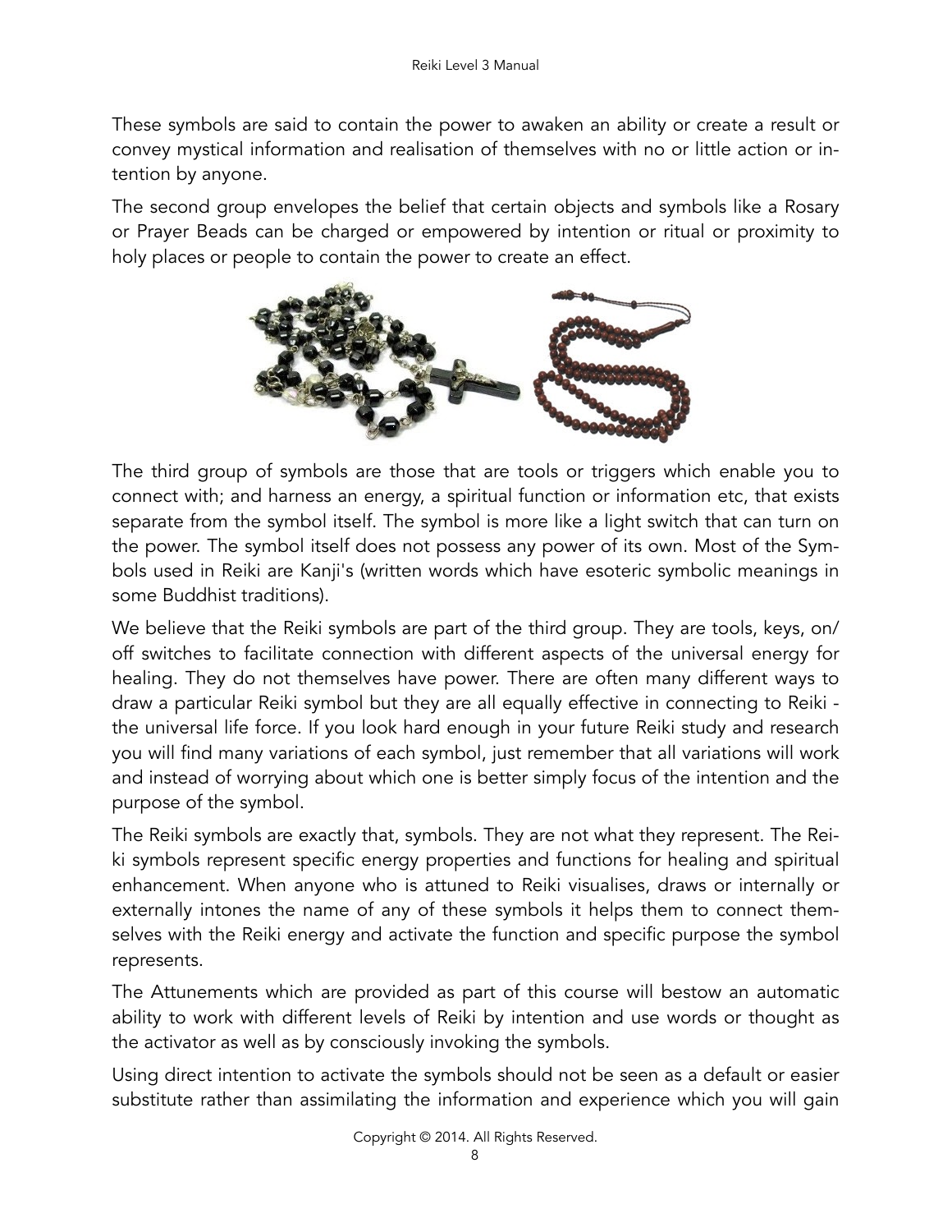These symbols are said to contain the power to awaken an ability or create a result or convey mystical information and realisation of themselves with no or little action or intention by anyone.

The second group envelopes the belief that certain objects and symbols like a Rosary or Prayer Beads can be charged or empowered by intention or ritual or proximity to holy places or people to contain the power to create an effect.

The third group of symbols are those that are tools or triggers which enable you to connect with; and harness an energy, a spiritual function or information etc, that exists separate from the symbol itself. The symbol is more like a light switch that can turn on the power. The symbol itself does not possess any power of its own. Most of the Symbols used in Reiki are Kanji's (written words which have esoteric symbolic meanings in some Buddhist traditions).

We believe that the Reiki symbols are part of the third group. They are tools, keys, on/off switches to facilitate connection with different aspects of the universal energy for healing. They do not themselves have power. There are often many different ways to draw a particular Reiki symbol but they are all equally effective in connecting to Reiki - the universal life force. If you look hard enough in your future Reiki study and research you will find many variations of each symbol, just remember that all variations will work and instead of worrying about which one is better simply focus of the intention and the purpose of the symbol.

The Reiki symbols are exactly that, symbols. They are not what they represent. The Reiki symbols represent specific energy properties and functions for healing and spiritual enhancement. When anyone who is attuned to Reiki visualises, draws or internally or externally intones the name of any of these symbols it helps them to connect themselves with the Reiki energy and activate the function and specific purpose the symbol represents.

The Attunements which are provided as part of this course will bestow an automatic ability to work with different levels of Reiki by intention and use words or thought as the activator as well as by consciously invoking the symbols.

Using direct intention to activate the symbols should not be seen as a default or easier substitute rather than assimilating the information and experience which you will gain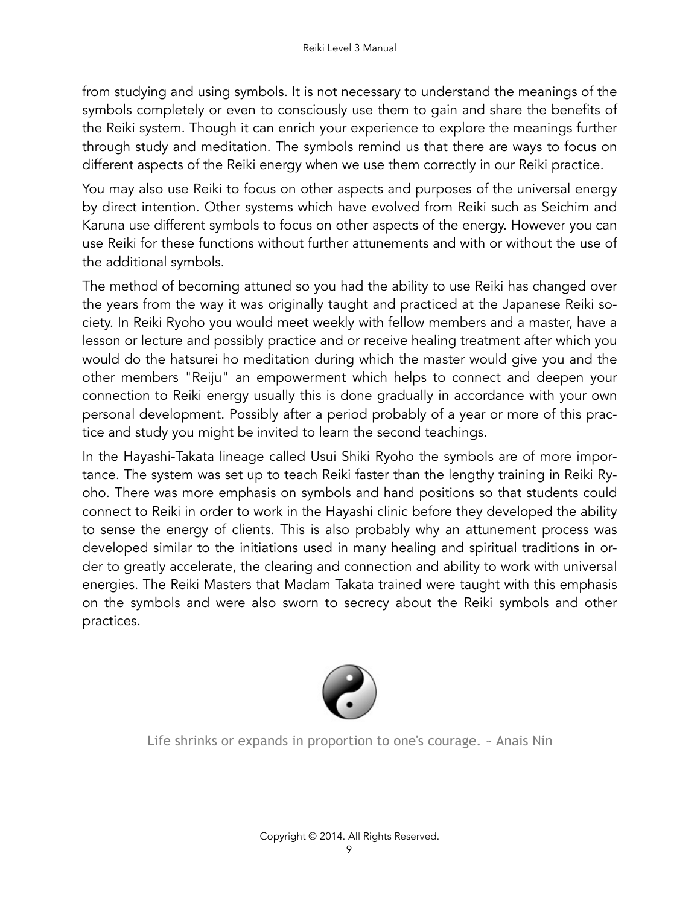from studying and using symbols. It is not necessary to understand the meanings of the symbols completely or even to consciously use them to gain and share the benefits of the Reiki system. Though it can enrich your experience to explore the meanings further through study and meditation. The symbols remind us that there are ways to focus on different aspects of the Reiki energy when we use them correctly in our Reiki practice.

You may also use Reiki to focus on other aspects and purposes of the universal energy by direct intention. Other systems which have evolved from Reiki such as Seichim and Karuna use different symbols to focus on other aspects of the energy. However you can use Reiki for these functions without further attunements and with or without the use of the additional symbols.

The method of becoming attuned so you had the ability to use Reiki has changed over the years from the way it was originally taught and practiced at the Japanese Reiki society. In Reiki Ryoho you would meet weekly with fellow members and a master, have a lesson or lecture and possibly practice and or receive healing treatment after which you would do the hatsurei ho meditation during which the master would give you and the other members "Reiju" an empowerment which helps to connect and deepen your connection to Reiki energy usually this is done gradually in accordance with your own personal development. Possibly after a period probably of a year or more of this practice and study you might be invited to learn the second teachings.

In the Hayashi-Takata lineage called Usui Shiki Ryoho the symbols are of more importance. The system was set up to teach Reiki faster than the lengthy training in Reiki Ryoho. There was more emphasis on symbols and hand positions so that students could connect to Reiki in order to work in the Hayashi clinic before they developed the ability to sense the energy of clients. This is also probably why an attunement process was developed similar to the initiations used in many healing and spiritual traditions in order to greatly accelerate, the clearing and connection and ability to work with universal energies. The Reiki Masters that Madam Takata trained were taught with this emphasis on the symbols and were also sworn to secrecy about the Reiki symbols and other practices.

Life shrinks or expands in proportion to one's courage. ~ Anais Nin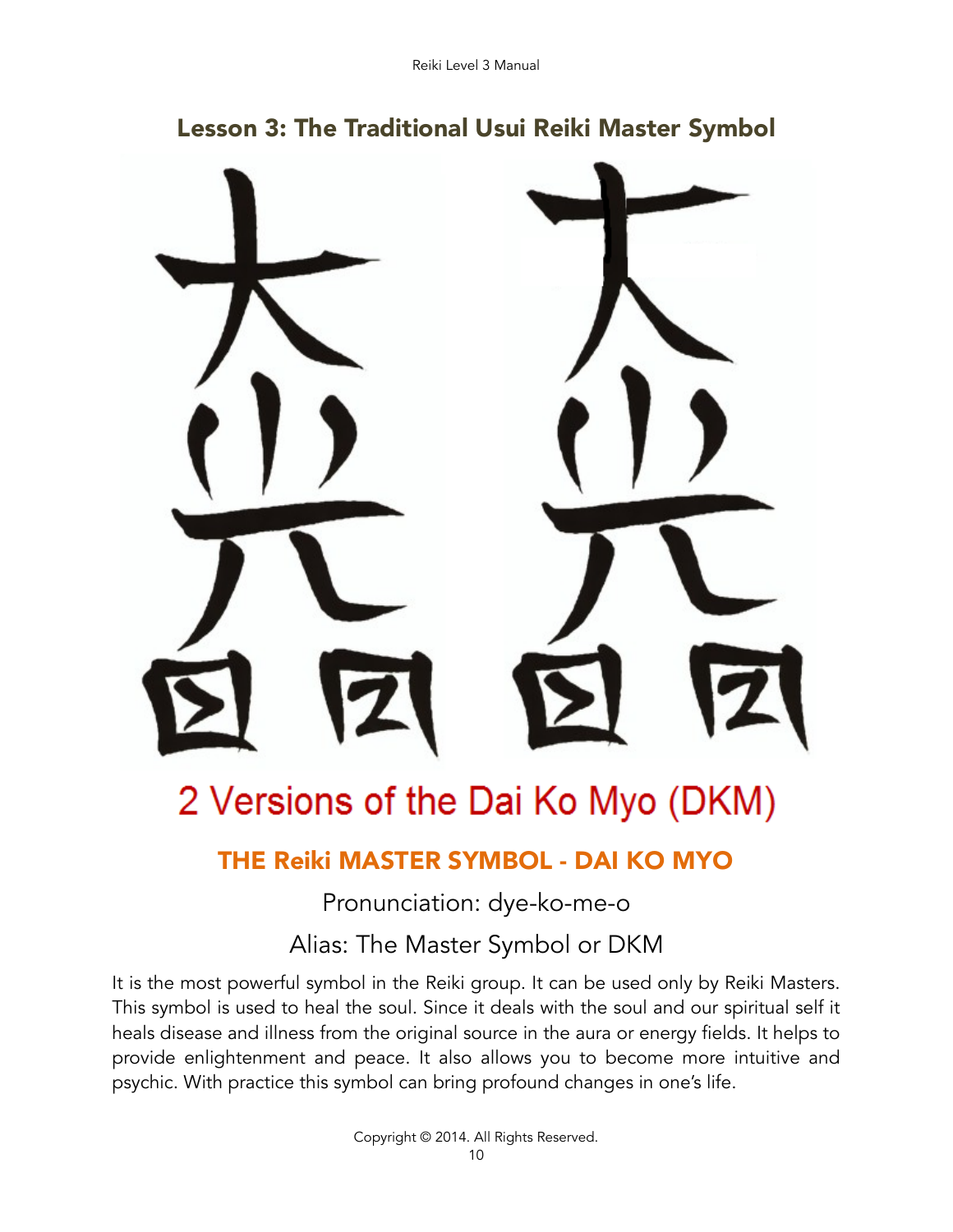## Lesson 3: The Traditional Usui Reiki Master Symbol

2 Versions of the Dai Ko Myo (DKM)

### THE Reiki MASTER SYMBOL - DAI KO MYO

Pronunciation: dye-ko-me-o

Alias: The Master Symbol or DKM

It is the most powerful symbol in the Reiki group. It can be used only by Reiki Masters. This symbol is used to heal the soul. Since it deals with the soul and our spiritual self it heals disease and illness from the original source in the aura or energy fields. It helps to provide enlightenment and peace. It also allows you to become more intuitive and psychic. With practice this symbol can bring profound changes in one's life.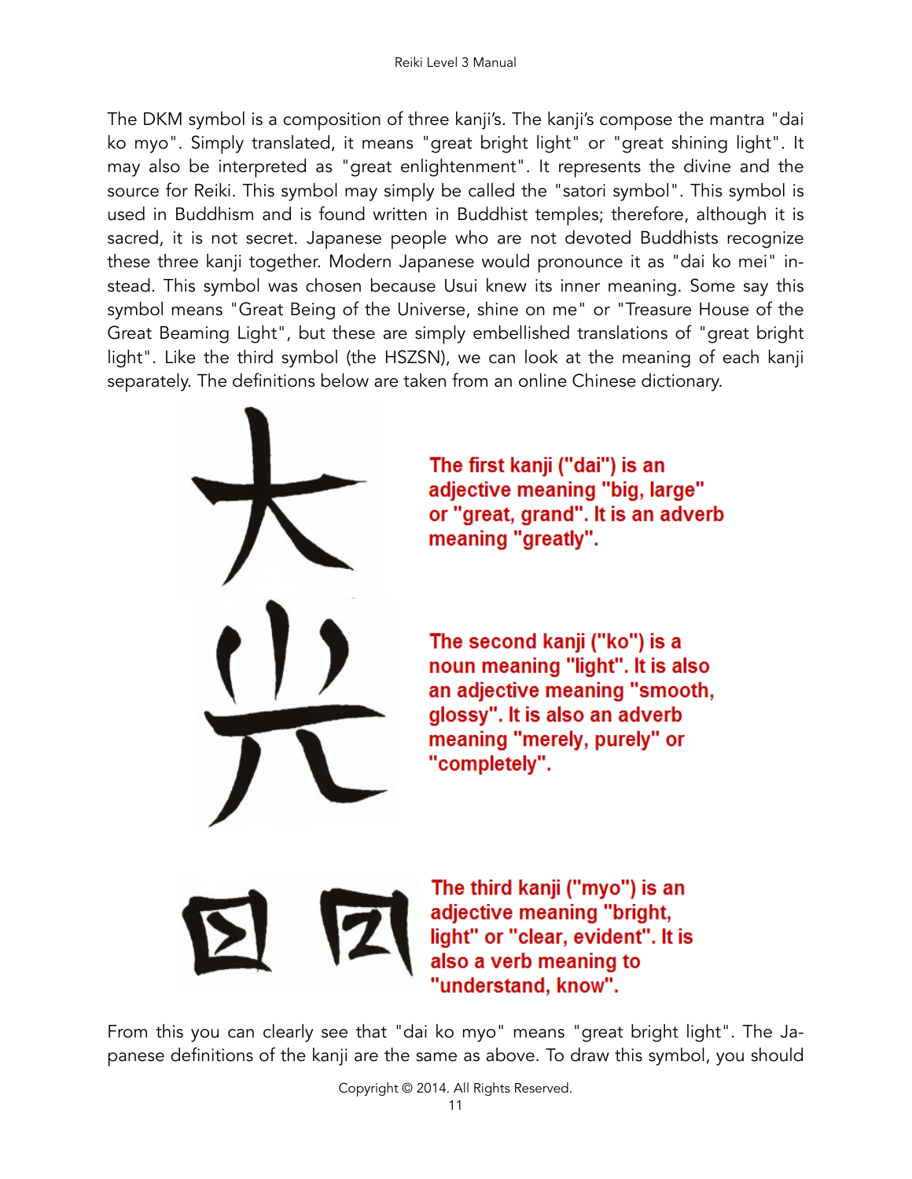The DKM symbol is a composition of three kanji's. The kanji's compose the mantra "dai ko myo". Simply translated, it means "great bright light" or "great shining light". It may also be interpreted as "great enlightenment". It represents the divine and the source for Reiki. This symbol may simply be called the "satori symbol". This symbol is used in Buddhism and is found written in Buddhist temples; therefore, although it is sacred, it is not secret. Japanese people who are not devoted Buddhists recognize these three kanji together. Modern Japanese would pronounce it as "dai ko mei" instead. This symbol was chosen because Usui knew its inner meaning. Some say this symbol means "Great Being of the Universe, shine on me" or "Treasure House of the Great Beaming Light", but these are simply embellished translations of "great bright light". Like the third symbol (the HSZSN), we can look at the meaning of each kanji separately. The definitions below are taken from an online Chinese dictionary.

**The first kanji ("dai") is an adjective meaning "big, large" or "great, grand". It is an adverb meaning "greatly".**

**The second kanji ("ko") is a noun meaning "light". It is also an adjective meaning "smooth, glossy". It is also an adverb meaning "merely, purely" or "completely".**

**The third kanji ("myo") is an adjective meaning "bright, light" or "clear, evident". It is also a verb meaning to "understand, know".**

From this you can clearly see that "dai ko myo" means "great bright light". The Japanese definitions of the kanji are the same as above. To draw this symbol, you should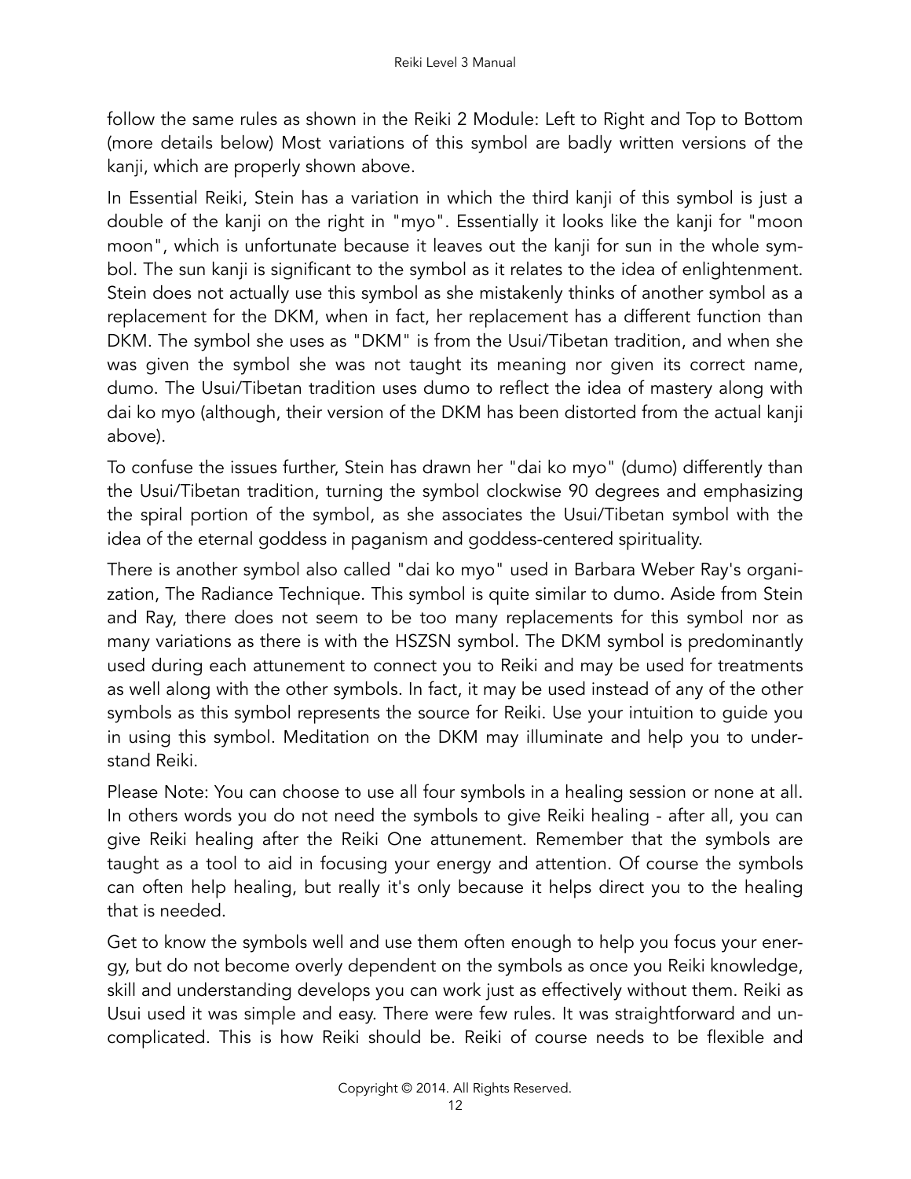follow the same rules as shown in the Reiki 2 Module: Left to Right and Top to Bottom (more details below) Most variations of this symbol are badly written versions of the kanji, which are properly shown above.

In Essential Reiki, Stein has a variation in which the third kanji of this symbol is just a double of the kanji on the right in "myo". Essentially it looks like the kanji for "moon moon", which is unfortunate because it leaves out the kanji for sun in the whole symbol. The sun kanji is significant to the symbol as it relates to the idea of enlightenment. Stein does not actually use this symbol as she mistakenly thinks of another symbol as a replacement for the DKM, when in fact, her replacement has a different function than DKM. The symbol she uses as "DKM" is from the Usui/Tibetan tradition, and when she was given the symbol she was not taught its meaning nor given its correct name, dumo. The Usui/Tibetan tradition uses dumo to reflect the idea of mastery along with dai ko myo (although, their version of the DKM has been distorted from the actual kanji above).

To confuse the issues further, Stein has drawn her "dai ko myo" (dumo) differently than the Usui/Tibetan tradition, turning the symbol clockwise 90 degrees and emphasizing the spiral portion of the symbol, as she associates the Usui/Tibetan symbol with the idea of the eternal goddess in paganism and goddess-centered spirituality.

There is another symbol also called "dai ko myo" used in Barbara Weber Ray's organization, The Radiance Technique. This symbol is quite similar to dumo. Aside from Stein and Ray, there does not seem to be too many replacements for this symbol nor as many variations as there is with the HSZSN symbol. The DKM symbol is predominantly used during each attunement to connect you to Reiki and may be used for treatments as well along with the other symbols. In fact, it may be used instead of any of the other symbols as this symbol represents the source for Reiki. Use your intuition to guide you in using this symbol. Meditation on the DKM may illuminate and help you to understand Reiki.

Please Note: You can choose to use all four symbols in a healing session or none at all. In others words you do not need the symbols to give Reiki healing - after all, you can give Reiki healing after the Reiki One attunement. Remember that the symbols are taught as a tool to aid in focusing your energy and attention. Of course the symbols can often help healing, but really it's only because it helps direct you to the healing that is needed.

Get to know the symbols well and use them often enough to help you focus your energy, but do not become overly dependent on the symbols as once you Reiki knowledge, skill and understanding develops you can work just as effectively without them. Reiki as Usui used it was simple and easy. There were few rules. It was straightforward and uncomplicated. This is how Reiki should be. Reiki of course needs to be flexible and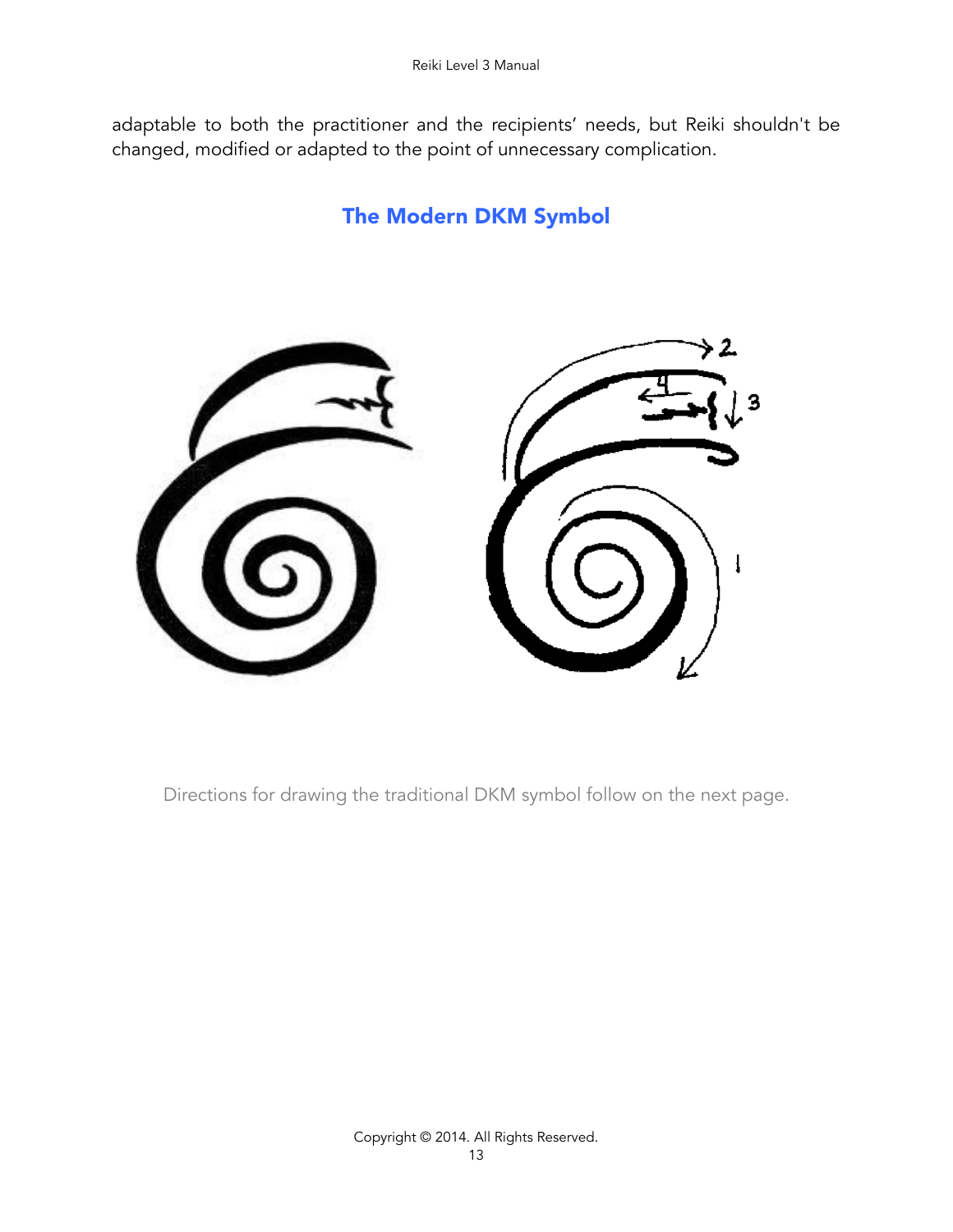adaptable to both the practitioner and the recipients' needs, but Reiki shouldn't be changed, modified or adapted to the point of unnecessary complication.

## The Modern DKM Symbol

Directions for drawing the traditional DKM symbol follow on the next page.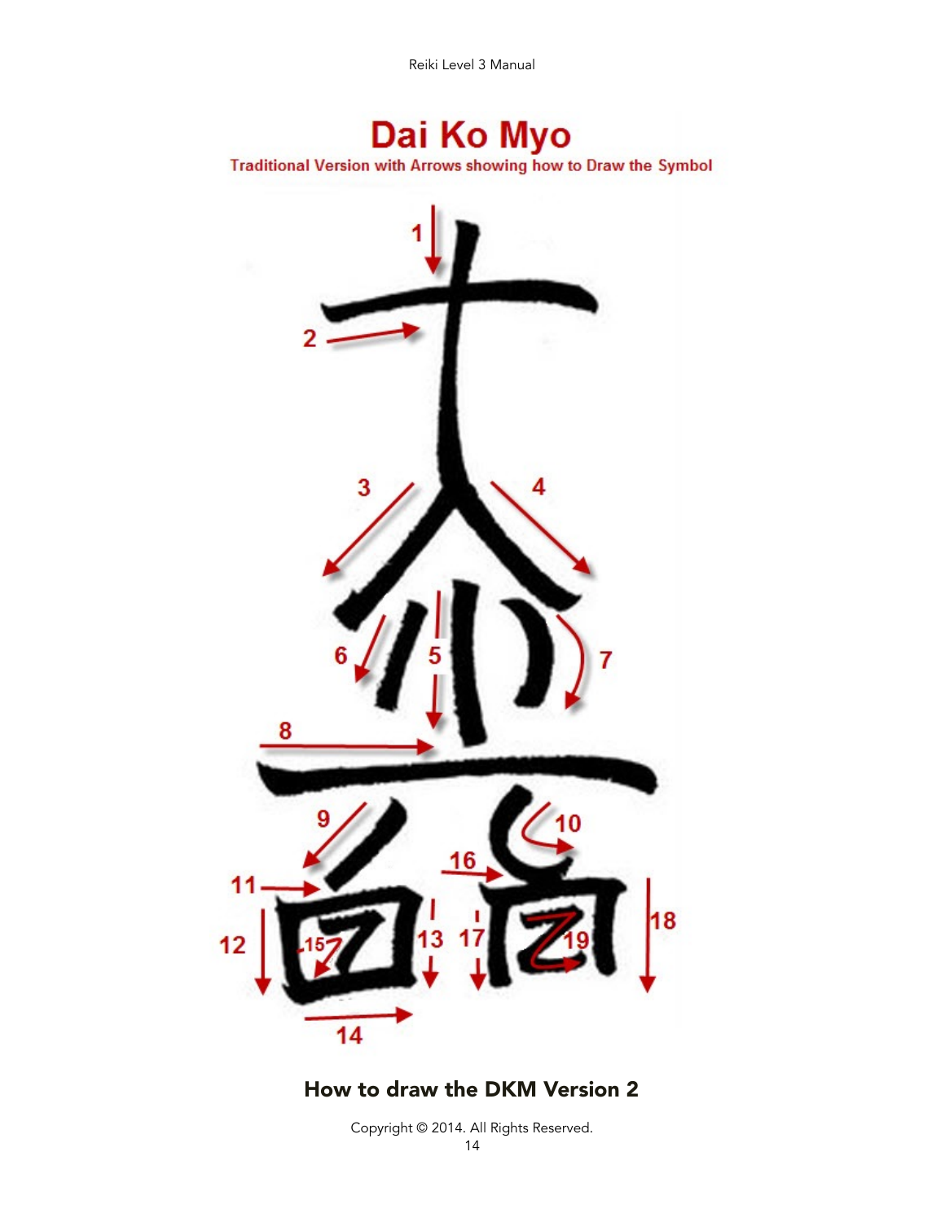# Dai Ko Myo

Traditional Version with Arrows showing how to Draw the Symbol

**How to draw the DKM Version 2**

Copyright © 2014. All Rights Reserved.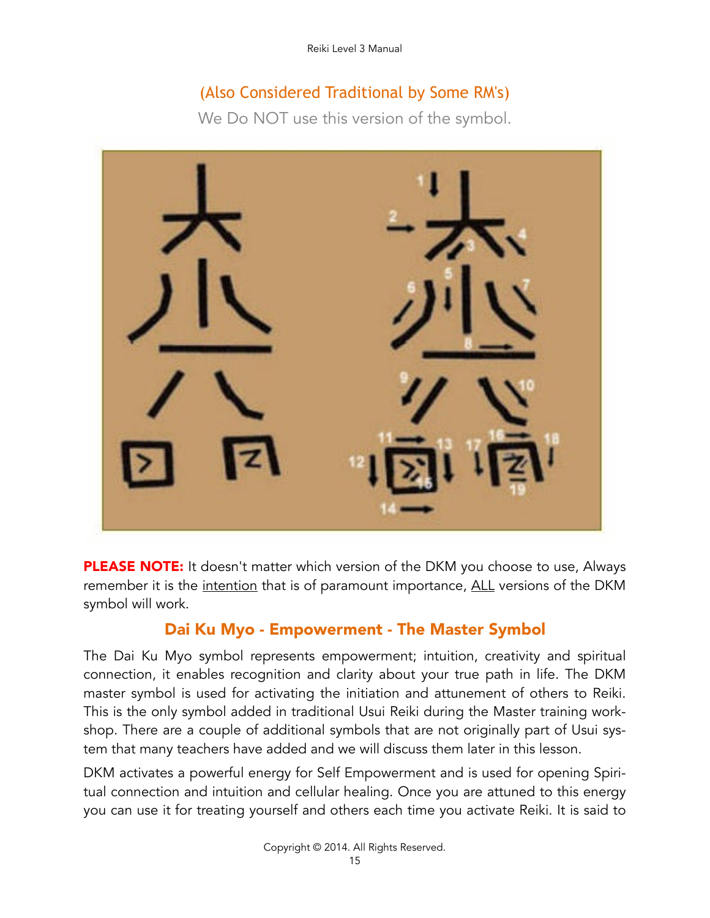(Also Considered Traditional by Some RM's)

We Do NOT use this version of the symbol.

**PLEASE NOTE:** It doesn't matter which version of the DKM you choose to use, Always remember it is the intention that is of paramount importance, ALL versions of the DKM symbol will work.

## Dai Ku Myo - Empowerment - The Master Symbol

The Dai Ku Myo symbol represents empowerment; intuition, creativity and spiritual connection, it enables recognition and clarity about your true path in life. The DKM master symbol is used for activating the initiation and attunement of others to Reiki. This is the only symbol added in traditional Usui Reiki during the Master training workshop. There are a couple of additional symbols that are not originally part of Usui system that many teachers have added and we will discuss them later in this lesson.

DKM activates a powerful energy for Self Empowerment and is used for opening Spiritual connection and intuition and cellular healing. Once you are attuned to this energy you can use it for treating yourself and others each time you activate Reiki. It is said to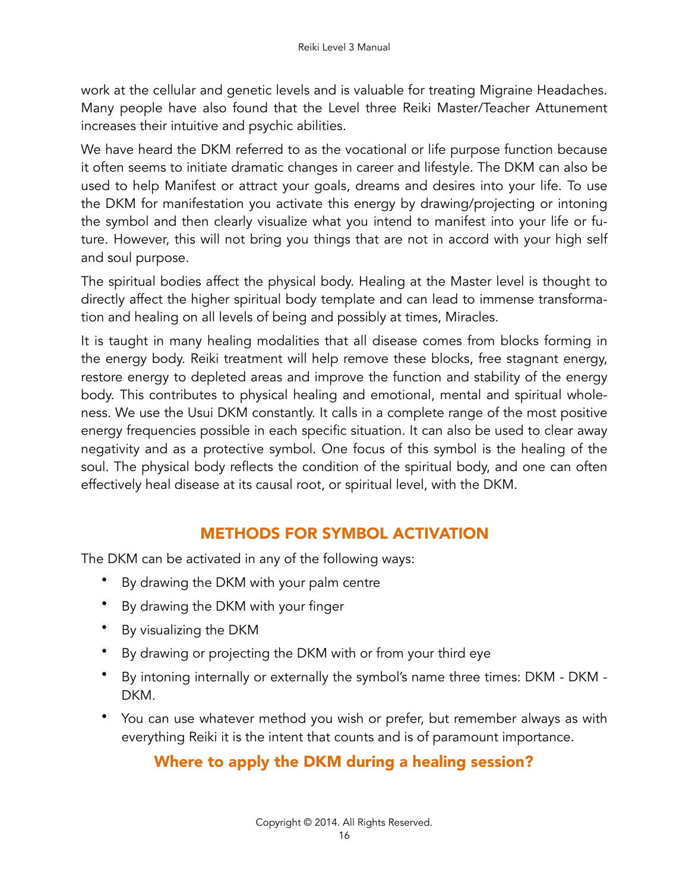work at the cellular and genetic levels and is valuable for treating Migraine Headaches. Many people have also found that the Level three Reiki Master/Teacher Attunement increases their intuitive and psychic abilities.

We have heard the DKM referred to as the vocational or life purpose function because it often seems to initiate dramatic changes in career and lifestyle. The DKM can also be used to help Manifest or attract your goals, dreams and desires into your life. To use the DKM for manifestation you activate this energy by drawing/projecting or intoning the symbol and then clearly visualize what you intend to manifest into your life or future. However, this will not bring you things that are not in accord with your high self and soul purpose.

The spiritual bodies affect the physical body. Healing at the Master level is thought to directly affect the higher spiritual body template and can lead to immense transformation and healing on all levels of being and possibly at times, Miracles.

It is taught in many healing modalities that all disease comes from blocks forming in the energy body. Reiki treatment will help remove these blocks, free stagnant energy, restore energy to depleted areas and improve the function and stability of the energy body. This contributes to physical healing and emotional, mental and spiritual wholeness. We use the Usui DKM constantly. It calls in a complete range of the most positive energy frequencies possible in each specific situation. It can also be used to clear away negativity and as a protective symbol. One focus of this symbol is the healing of the soul. The physical body reflects the condition of the spiritual body, and one can often effectively heal disease at its causal root, or spiritual level, with the DKM.

## METHODS FOR SYMBOL ACTIVATION

The DKM can be activated in any of the following ways:

- By drawing the DKM with your palm centre
- By drawing the DKM with your finger
- By visualizing the DKM
- By drawing or projecting the DKM with or from your third eye
- By intoning internally or externally the symbol's name three times: DKM - DKM - DKM.
- You can use whatever method you wish or prefer, but remember always as with everything Reiki it is the intent that counts and is of paramount importance.

## Where to apply the DKM during a healing session?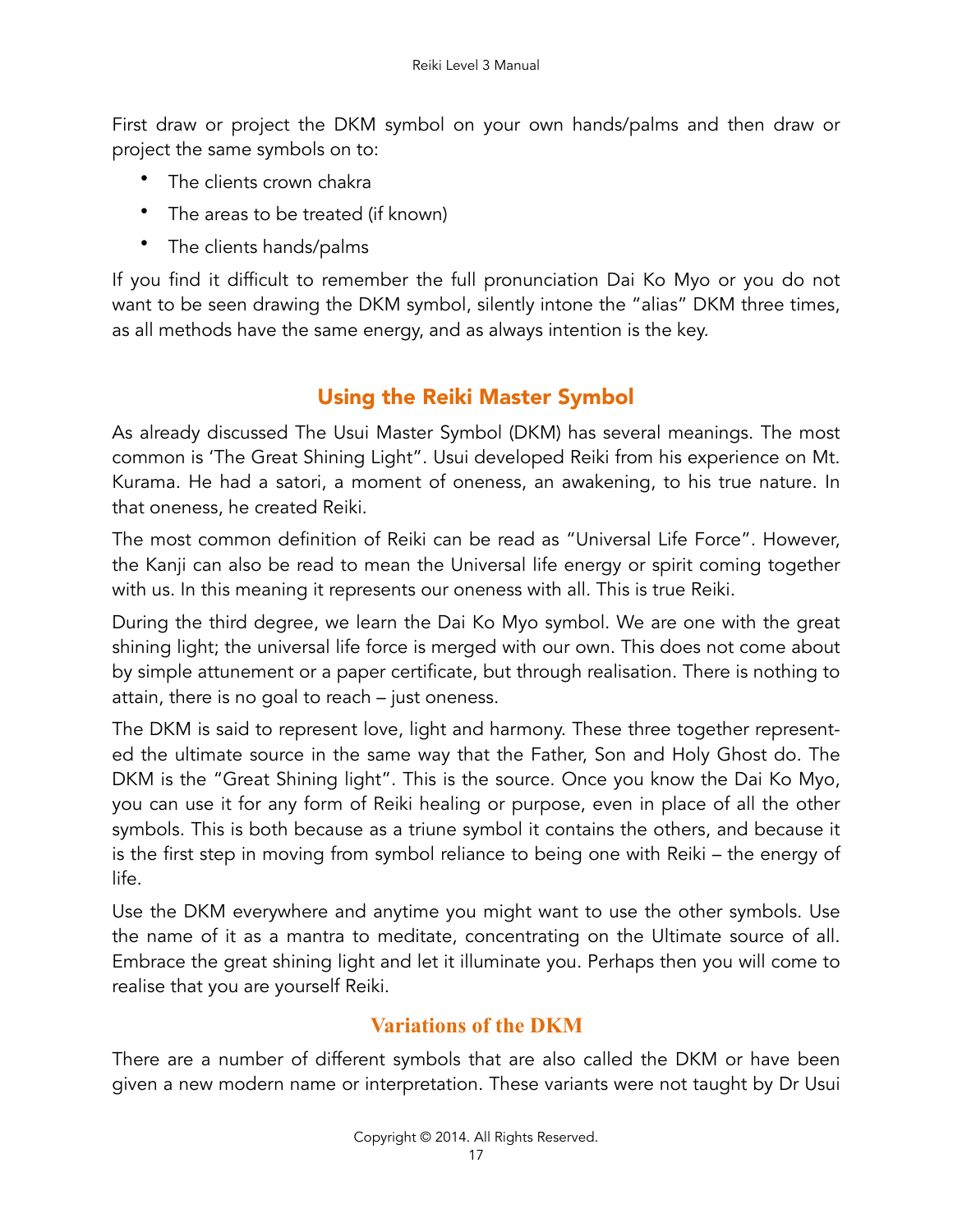First draw or project the DKM symbol on your own hands/palms and then draw or project the same symbols on to:

- The clients crown chakra
- The areas to be treated (if known)
- The clients hands/palms

If you find it difficult to remember the full pronunciation Dai Ko Myo or you do not want to be seen drawing the DKM symbol, silently intone the "alias" DKM three times, as all methods have the same energy, and as always intention is the key.

## Using the Reiki Master Symbol

As already discussed The Usui Master Symbol (DKM) has several meanings. The most common is 'The Great Shining Light". Usui developed Reiki from his experience on Mt. Kurama. He had a satori, a moment of oneness, an awakening, to his true nature. In that oneness, he created Reiki.

The most common definition of Reiki can be read as "Universal Life Force". However, the Kanji can also be read to mean the Universal life energy or spirit coming together with us. In this meaning it represents our oneness with all. This is true Reiki.

During the third degree, we learn the Dai Ko Myo symbol. We are one with the great shining light; the universal life force is merged with our own. This does not come about by simple attunement or a paper certificate, but through realisation. There is nothing to attain, there is no goal to reach – just oneness.

The DKM is said to represent love, light and harmony. These three together represented the ultimate source in the same way that the Father, Son and Holy Ghost do. The DKM is the "Great Shining light". This is the source. Once you know the Dai Ko Myo, you can use it for any form of Reiki healing or purpose, even in place of all the other symbols. This is both because as a triune symbol it contains the others, and because it is the first step in moving from symbol reliance to being one with Reiki – the energy of life.

Use the DKM everywhere and anytime you might want to use the other symbols. Use the name of it as a mantra to meditate, concentrating on the Ultimate source of all. Embrace the great shining light and let it illuminate you. Perhaps then you will come to realise that you are yourself Reiki.

### Variations of the DKM

There are a number of different symbols that are also called the DKM or have been given a new modern name or interpretation. These variants were not taught by Dr Usui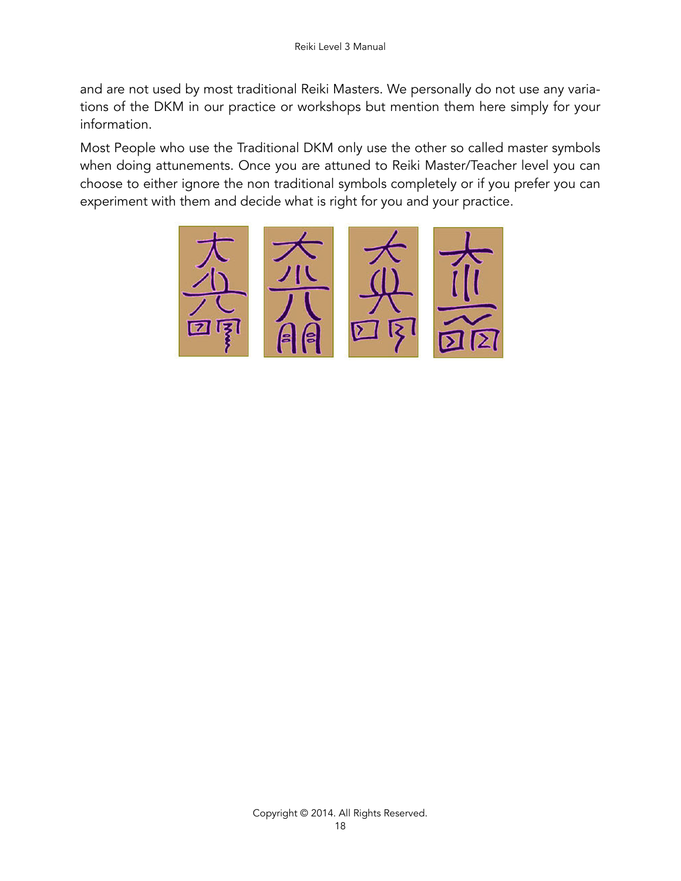and are not used by most traditional Reiki Masters. We personally do not use any variations of the DKM in our practice or workshops but mention them here simply for your information.

Most People who use the Traditional DKM only use the other so called master symbols when doing attunements. Once you are attuned to Reiki Master/Teacher level you can choose to either ignore the non traditional symbols completely or if you prefer you can experiment with them and decide what is right for you and your practice.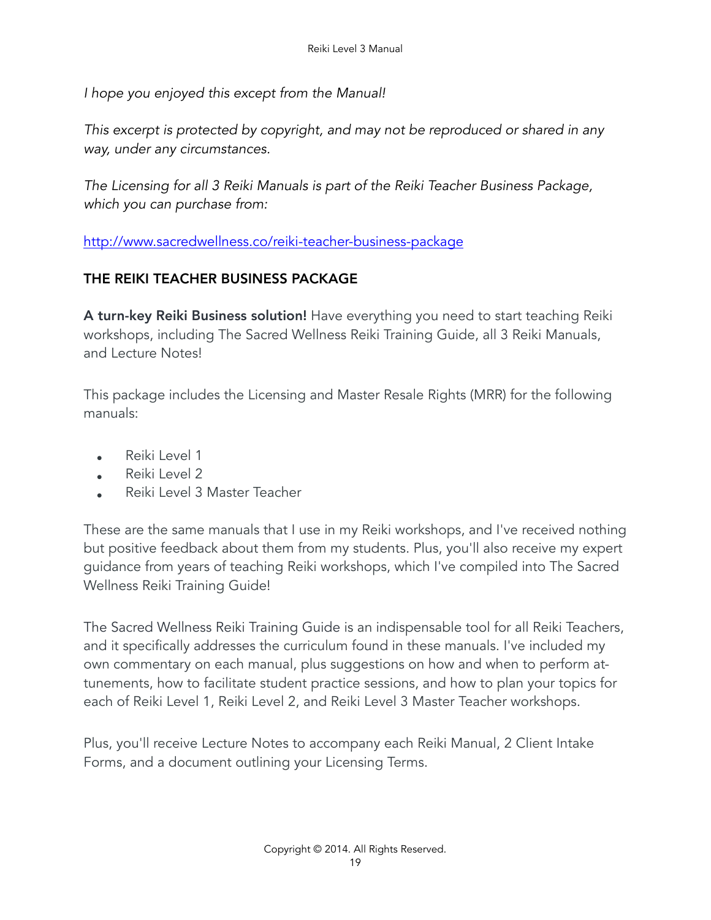*I hope you enjoyed this except from the Manual!*

*This excerpt is protected by copyright, and may not be reproduced or shared in any way, under any circumstances.*

*The Licensing for all 3 Reiki Manuals is part of the Reiki Teacher Business Package, which you can purchase from:*

[http://www.sacredwellness.co/reiki-teacher-business-package](http://www.sacredwellness.co/reiki-teacher-business-package)

## THE REIKI TEACHER BUSINESS PACKAGE

**A turn-key Reiki Business solution!** Have everything you need to start teaching Reiki workshops, including The Sacred Wellness Reiki Training Guide, all 3 Reiki Manuals, and Lecture Notes!

This package includes the Licensing and Master Resale Rights (MRR) for the following manuals:

- Reiki Level 1
- Reiki Level 2
- Reiki Level 3 Master Teacher

These are the same manuals that I use in my Reiki workshops, and I've received nothing but positive feedback about them from my students. Plus, you'll also receive my expert guidance from years of teaching Reiki workshops, which I've compiled into The Sacred Wellness Reiki Training Guide!

The Sacred Wellness Reiki Training Guide is an indispensable tool for all Reiki Teachers, and it specifically addresses the curriculum found in these manuals. I've included my own commentary on each manual, plus suggestions on how and when to perform attunements, how to facilitate student practice sessions, and how to plan your topics for each of Reiki Level 1, Reiki Level 2, and Reiki Level 3 Master Teacher workshops.

Plus, you'll receive Lecture Notes to accompany each Reiki Manual, 2 Client Intake Forms, and a document outlining your Licensing Terms.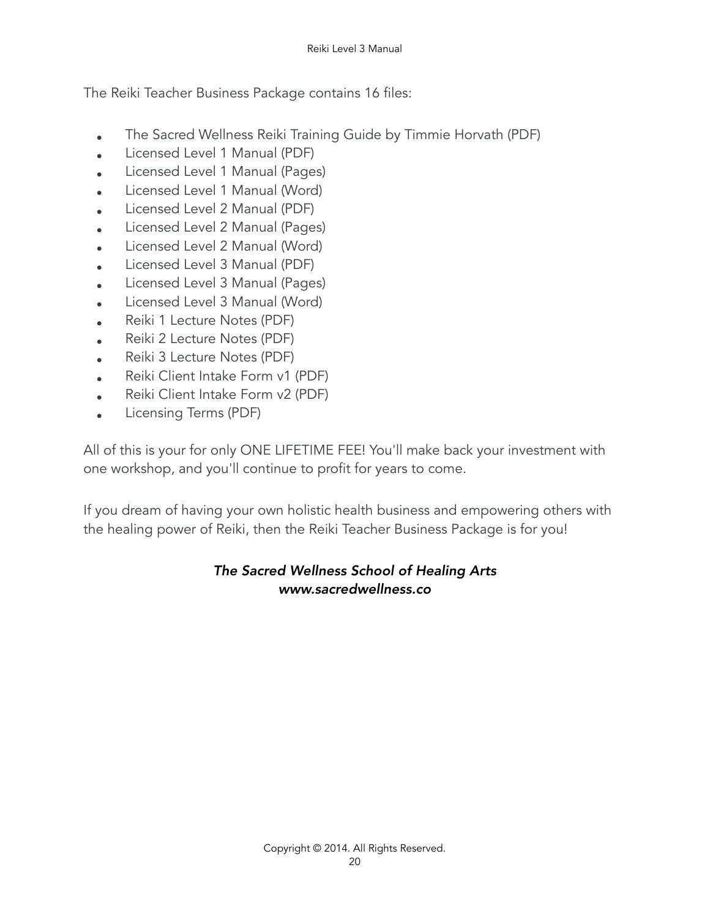The Reiki Teacher Business Package contains 16 files:

- The Sacred Wellness Reiki Training Guide by Timmie Horvath (PDF)
- Licensed Level 1 Manual (PDF)
- Licensed Level 1 Manual (Pages)
- Licensed Level 1 Manual (Word)
- Licensed Level 2 Manual (PDF)
- Licensed Level 2 Manual (Pages)
- Licensed Level 2 Manual (Word)
- Licensed Level 3 Manual (PDF)
- Licensed Level 3 Manual (Pages)
- Licensed Level 3 Manual (Word)
- Reiki 1 Lecture Notes (PDF)
- Reiki 2 Lecture Notes (PDF)
- Reiki 3 Lecture Notes (PDF)
- Reiki Client Intake Form v1 (PDF)
- Reiki Client Intake Form v2 (PDF)
- Licensing Terms (PDF)

All of this is your for only ONE LIFETIME FEE! You'll make back your investment with one workshop, and you'll continue to profit for years to come.

If you dream of having your own holistic health business and empowering others with the healing power of Reiki, then the Reiki Teacher Business Package is for you!

***The Sacred Wellness School of Healing Arts***
***www.sacredwellness.co***

Copyright © 2014. All Rights Reserved.